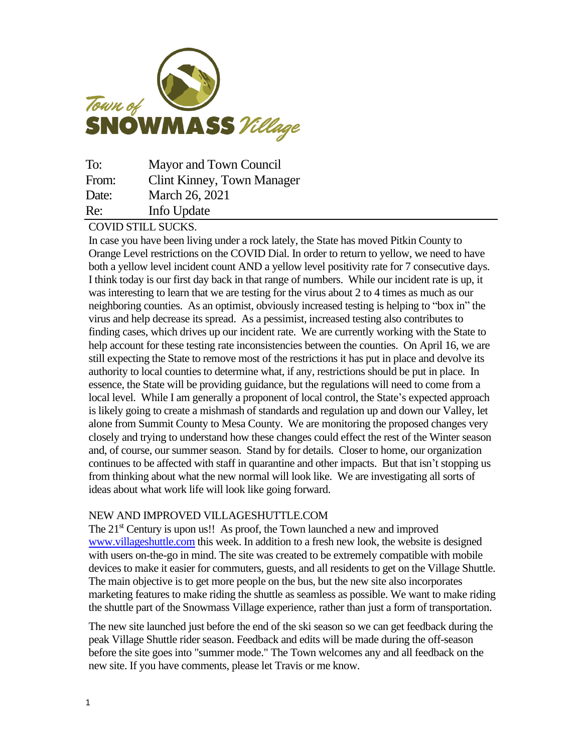Town of SNOWMASS Village

| | |
|---|---|
| To: | Mayor and Town Council |
| From: | Clint Kinney, Town Manager |
| Date: | March 26, 2021 |
| Re: | Info Update |

## COVID STILL SUCKS.

In case you have been living under a rock lately, the State has moved Pitkin County to Orange Level restrictions on the COVID Dial. In order to return to yellow, we need to have both a yellow level incident count AND a yellow level positivity rate for 7 consecutive days. I think today is our first day back in that range of numbers. While our incident rate is up, it was interesting to learn that we are testing for the virus about 2 to 4 times as much as our neighboring counties. As an optimist, obviously increased testing is helping to "box in" the virus and help decrease its spread. As a pessimist, increased testing also contributes to finding cases, which drives up our incident rate. We are currently working with the State to help account for these testing rate inconsistencies between the counties. On April 16, we are still expecting the State to remove most of the restrictions it has put in place and devolve its authority to local counties to determine what, if any, restrictions should be put in place. In essence, the State will be providing guidance, but the regulations will need to come from a local level. While I am generally a proponent of local control, the State's expected approach is likely going to create a mishmash of standards and regulation up and down our Valley, let alone from Summit County to Mesa County. We are monitoring the proposed changes very closely and trying to understand how these changes could effect the rest of the Winter season and, of course, our summer season. Stand by for details. Closer to home, our organization continues to be affected with staff in quarantine and other impacts. But that isn't stopping us from thinking about what the new normal will look like. We are investigating all sorts of ideas about what work life will look like going forward.

## NEW AND IMPROVED VILLAGESHUTTLE.COM

The 21st Century is upon us!! As proof, the Town launched a new and improved www.villageshuttle.com this week. In addition to a fresh new look, the website is designed with users on-the-go in mind. The site was created to be extremely compatible with mobile devices to make it easier for commuters, guests, and all residents to get on the Village Shuttle. The main objective is to get more people on the bus, but the new site also incorporates marketing features to make riding the shuttle as seamless as possible. We want to make riding the shuttle part of the Snowmass Village experience, rather than just a form of transportation.

The new site launched just before the end of the ski season so we can get feedback during the peak Village Shuttle rider season. Feedback and edits will be made during the off-season before the site goes into "summer mode." The Town welcomes any and all feedback on the new site. If you have comments, please let Travis or me know.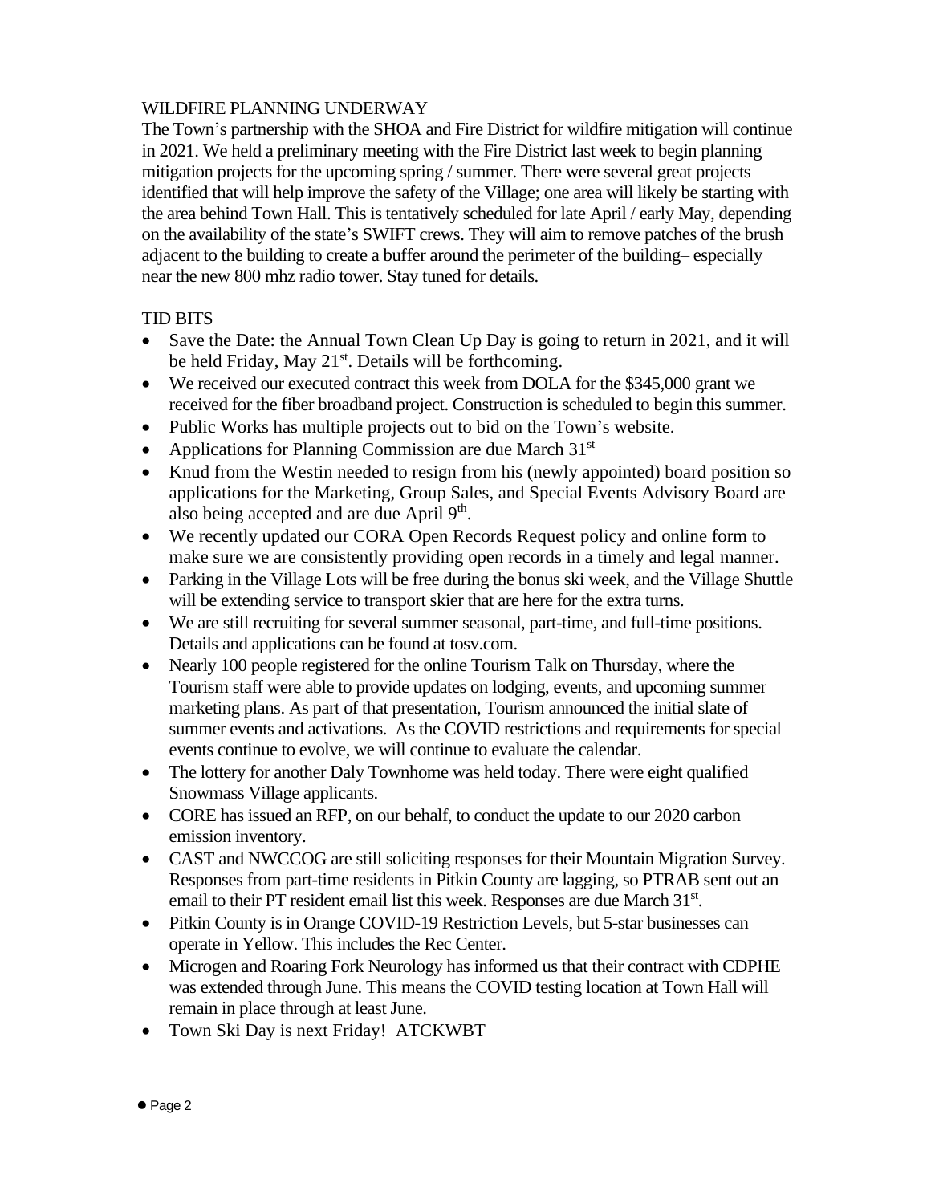## WILDFIRE PLANNING UNDERWAY

The Town's partnership with the SHOA and Fire District for wildfire mitigation will continue in 2021. We held a preliminary meeting with the Fire District last week to begin planning mitigation projects for the upcoming spring / summer. There were several great projects identified that will help improve the safety of the Village; one area will likely be starting with the area behind Town Hall. This is tentatively scheduled for late April / early May, depending on the availability of the state's SWIFT crews. They will aim to remove patches of the brush adjacent to the building to create a buffer around the perimeter of the building– especially near the new 800 mhz radio tower. Stay tuned for details.

## TID BITS

- Save the Date: the Annual Town Clean Up Day is going to return in 2021, and it will be held Friday, May 21st. Details will be forthcoming.
- We received our executed contract this week from DOLA for the $345,000 grant we received for the fiber broadband project. Construction is scheduled to begin this summer.
- Public Works has multiple projects out to bid on the Town's website.
- Applications for Planning Commission are due March 31st
- Knud from the Westin needed to resign from his (newly appointed) board position so applications for the Marketing, Group Sales, and Special Events Advisory Board are also being accepted and are due April 9th.
- We recently updated our CORA Open Records Request policy and online form to make sure we are consistently providing open records in a timely and legal manner.
- Parking in the Village Lots will be free during the bonus ski week, and the Village Shuttle will be extending service to transport skier that are here for the extra turns.
- We are still recruiting for several summer seasonal, part-time, and full-time positions. Details and applications can be found at tosv.com.
- Nearly 100 people registered for the online Tourism Talk on Thursday, where the Tourism staff were able to provide updates on lodging, events, and upcoming summer marketing plans. As part of that presentation, Tourism announced the initial slate of summer events and activations. As the COVID restrictions and requirements for special events continue to evolve, we will continue to evaluate the calendar.
- The lottery for another Daly Townhome was held today. There were eight qualified Snowmass Village applicants.
- CORE has issued an RFP, on our behalf, to conduct the update to our 2020 carbon emission inventory.
- CAST and NWCCOG are still soliciting responses for their Mountain Migration Survey. Responses from part-time residents in Pitkin County are lagging, so PTRAB sent out an email to their PT resident email list this week. Responses are due March 31st.
- Pitkin County is in Orange COVID-19 Restriction Levels, but 5-star businesses can operate in Yellow. This includes the Rec Center.
- Microgen and Roaring Fork Neurology has informed us that their contract with CDPHE was extended through June. This means the COVID testing location at Town Hall will remain in place through at least June.
- Town Ski Day is next Friday! ATCKWBT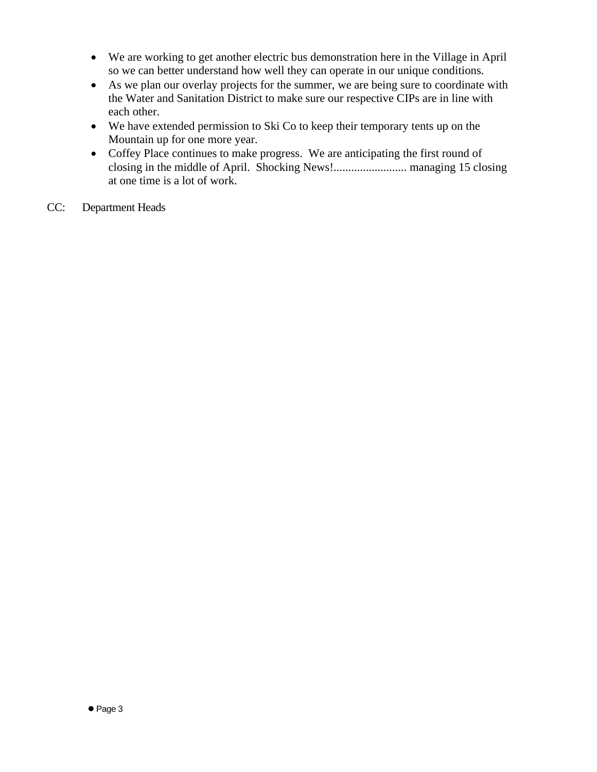- We are working to get another electric bus demonstration here in the Village in April so we can better understand how well they can operate in our unique conditions.
- As we plan our overlay projects for the summer, we are being sure to coordinate with the Water and Sanitation District to make sure our respective CIPs are in line with each other.
- We have extended permission to Ski Co to keep their temporary tents up on the Mountain up for one more year.
- Coffey Place continues to make progress. We are anticipating the first round of closing in the middle of April. Shocking News!......................... managing 15 closing at one time is a lot of work.

CC: Department Heads